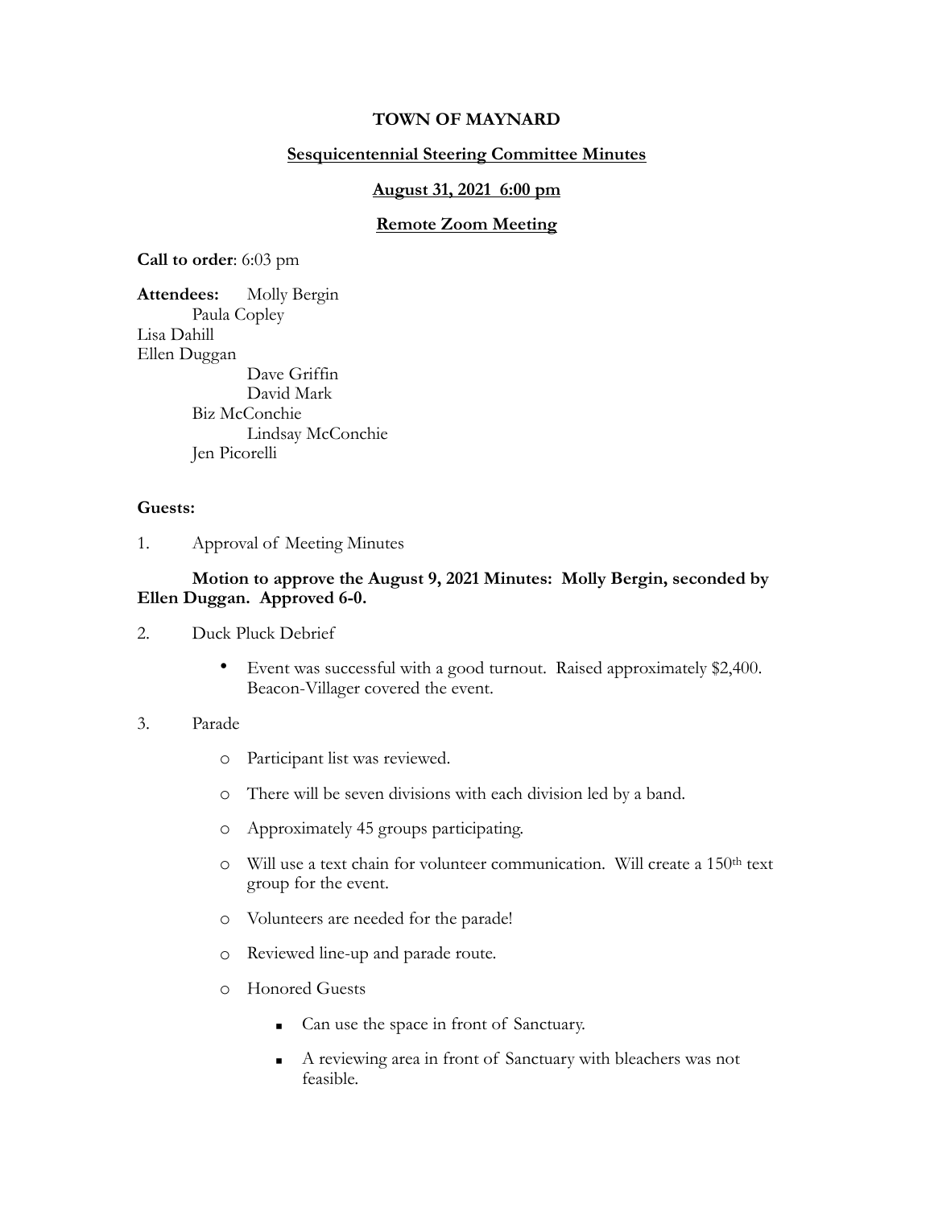**TOWN OF MAYNARD**

**Sesquicentennial Steering Committee Minutes**

**August 31, 2021 6:00 pm**

**Remote Zoom Meeting**

**Call to order**: 6:03 pm

**Attendees:** Molly Bergin
Paula Copley
Lisa Dahill
Ellen Duggan
Dave Griffin
David Mark
Biz McConchie
Lindsay McConchie
Jen Picorelli

**Guests:**

1. Approval of Meeting Minutes

**Motion to approve the August 9, 2021 Minutes: Molly Bergin, seconded by Ellen Duggan. Approved 6-0.**

2. Duck Pluck Debrief

   - Event was successful with a good turnout. Raised approximately $2,400. Beacon-Villager covered the event.

3. Parade

   - Participant list was reviewed.
   - There will be seven divisions with each division led by a band.
   - Approximately 45 groups participating.
   - Will use a text chain for volunteer communication. Will create a 150th text group for the event.
   - Volunteers are needed for the parade!
   - Reviewed line-up and parade route.
   - Honored Guests
     - Can use the space in front of Sanctuary.
     - A reviewing area in front of Sanctuary with bleachers was not feasible.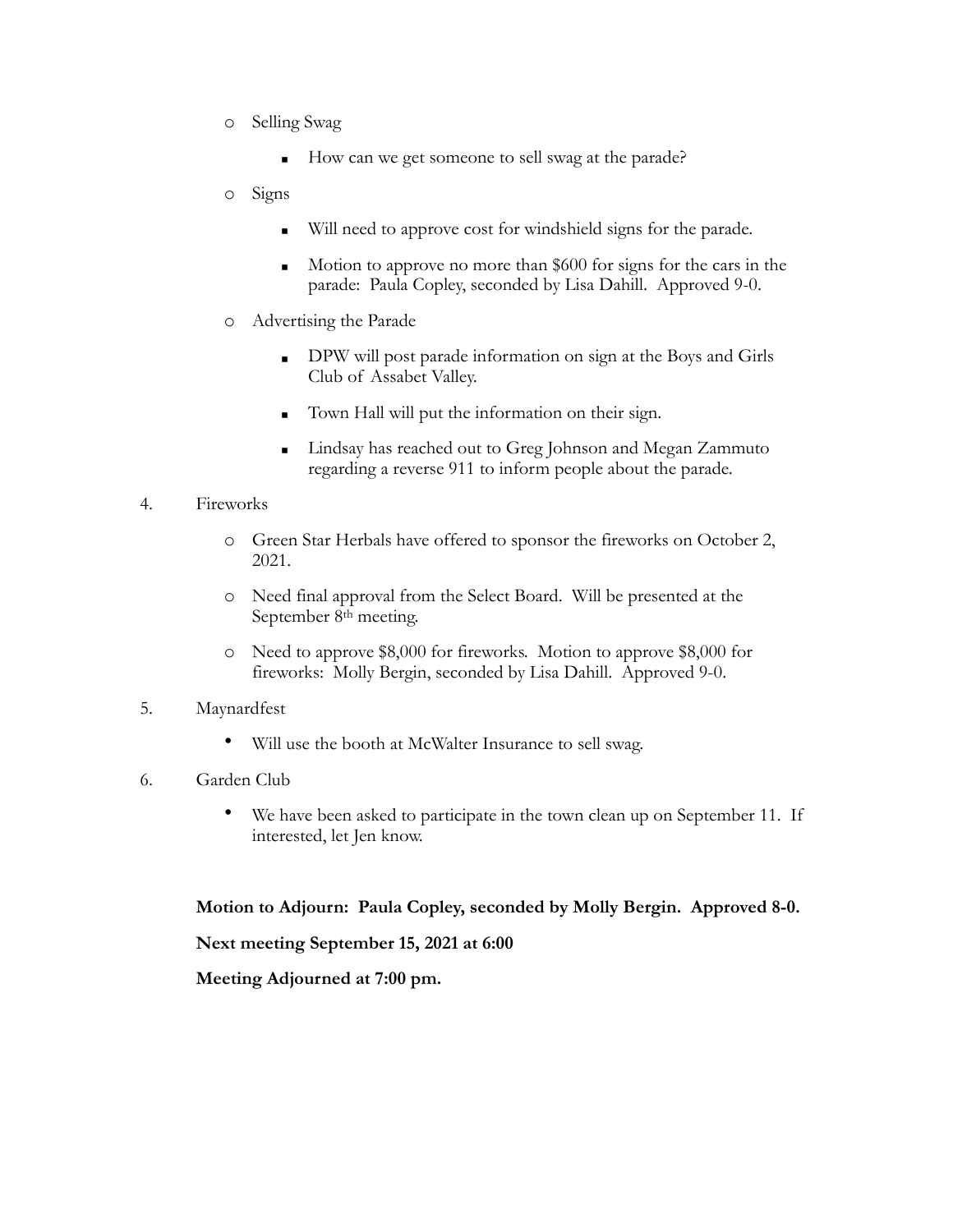- Selling Swag
  - How can we get someone to sell swag at the parade?
- Signs
  - Will need to approve cost for windshield signs for the parade.
  - Motion to approve no more than $600 for signs for the cars in the parade: Paula Copley, seconded by Lisa Dahill. Approved 9-0.
- Advertising the Parade
  - DPW will post parade information on sign at the Boys and Girls Club of Assabet Valley.
  - Town Hall will put the information on their sign.
  - Lindsay has reached out to Greg Johnson and Megan Zammuto regarding a reverse 911 to inform people about the parade.

4. Fireworks
   - Green Star Herbals have offered to sponsor the fireworks on October 2, 2021.
   - Need final approval from the Select Board. Will be presented at the September 8th meeting.
   - Need to approve $8,000 for fireworks. Motion to approve $8,000 for fireworks: Molly Bergin, seconded by Lisa Dahill. Approved 9-0.

5. Maynardfest
   - Will use the booth at McWalter Insurance to sell swag.

6. Garden Club
   - We have been asked to participate in the town clean up on September 11. If interested, let Jen know.

**Motion to Adjourn: Paula Copley, seconded by Molly Bergin. Approved 8-0.**

**Next meeting September 15, 2021 at 6:00**

**Meeting Adjourned at 7:00 pm.**